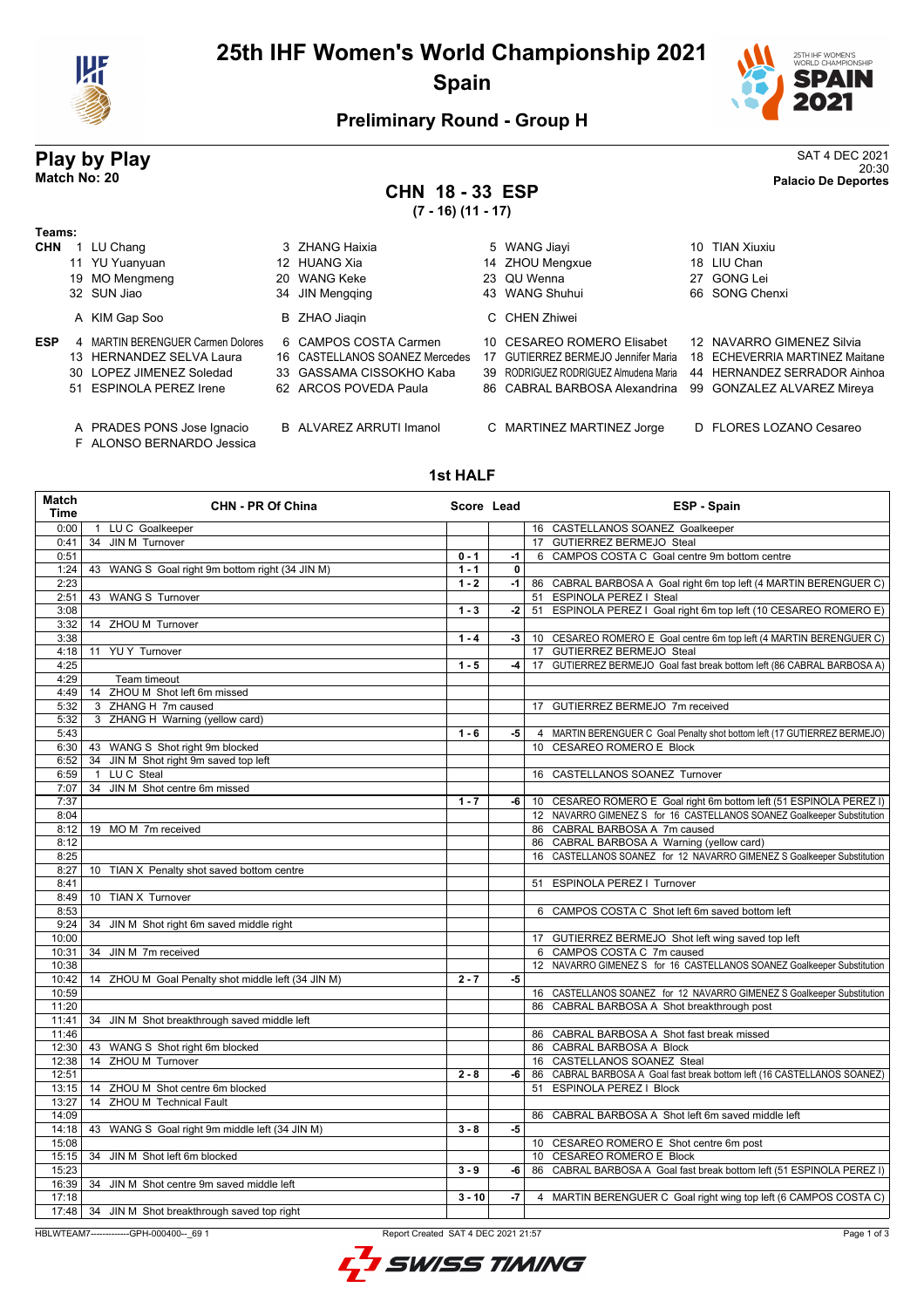# 25th IHF Women's World Championship 2021

## Spain

### Preliminary Round - Group H

## Play by Play

**Match No: 20**

SAT 4 DEC 2021
20:30
**Palacio De Deportes**

## CHN 18 - 33 ESP

**(7 - 16) (11 - 17)**

**Teams:**

**CHN**
1 LU Chang, 3 ZHANG Haixia, 5 WANG Jiayi, 10 TIAN Xiuxiu
11 YU Yuanyuan, 12 HUANG Xia, 14 ZHOU Mengxue, 18 LIU Chan
19 MO Mengmeng, 20 WANG Keke, 23 QU Wenna, 27 GONG Lei
32 SUN Jiao, 34 JIN Mengqing, 43 WANG Shuhui, 66 SONG Chenxi

A KIM Gap Soo, B ZHAO Jiaqin, C CHEN Zhiwei

**ESP**
4 MARTIN BERENGUER Carmen Dolores, 6 CAMPOS COSTA Carmen, 10 CESAREO ROMERO Elisabet, 12 NAVARRO GIMENEZ Silvia
13 HERNANDEZ SELVA Laura, 16 CASTELLANOS SOANEZ Mercedes, 17 GUTIERREZ BERMEJO Jennifer Maria, 18 ECHEVERRIA MARTINEZ Maitane
30 LOPEZ JIMENEZ Soledad, 33 GASSAMA CISSOKHO Kaba, 39 RODRIGUEZ RODRIGUEZ Almudena Maria, 44 HERNANDEZ SERRADOR Ainhoa
51 ESPINOLA PEREZ Irene, 62 ARCOS POVEDA Paula, 86 CABRAL BARBOSA Alexandrina, 99 GONZALEZ ALVAREZ Mireya

A PRADES PONS Jose Ignacio, B ALVAREZ ARRUTI Imanol, C MARTINEZ MARTINEZ Jorge, D FLORES LOZANO Cesareo
F ALONSO BERNARDO Jessica

### 1st HALF

| Match Time | CHN - PR Of China | Score | Lead | ESP - Spain |
|---|---|---|---|---|
| 0:00 | 1 LU C Goalkeeper | | | 16 CASTELLANOS SOANEZ Goalkeeper |
| 0:41 | 34 JIN M Turnover | | | 17 GUTIERREZ BERMEJO Steal |
| 0:51 | | 0 - 1 | -1 | 6 CAMPOS COSTA C Goal centre 9m bottom centre |
| 1:24 | 43 WANG S Goal right 9m bottom right (34 JIN M) | 1 - 1 | 0 | |
| 2:23 | | 1 - 2 | -1 | 86 CABRAL BARBOSA A Goal right 6m top left (4 MARTIN BERENGUER C) |
| 2:51 | 43 WANG S Turnover | | | 51 ESPINOLA PEREZ I Steal |
| 3:08 | | 1 - 3 | -2 | 51 ESPINOLA PEREZ I Goal right 6m top left (10 CESAREO ROMERO E) |
| 3:32 | 14 ZHOU M Turnover | | | |
| 3:38 | | 1 - 4 | -3 | 10 CESAREO ROMERO E Goal centre 6m top left (4 MARTIN BERENGUER C) |
| 4:18 | 11 YU Y Turnover | | | 17 GUTIERREZ BERMEJO Steal |
| 4:25 | | 1 - 5 | -4 | 17 GUTIERREZ BERMEJO Goal fast break bottom left (86 CABRAL BARBOSA A) |
| 4:29 | Team timeout | | | |
| 4:49 | 14 ZHOU M Shot left 6m missed | | | |
| 5:32 | 3 ZHANG H 7m caused | | | 17 GUTIERREZ BERMEJO 7m received |
| 5:32 | 3 ZHANG H Warning (yellow card) | | | |
| 5:43 | | 1 - 6 | -5 | 4 MARTIN BERENGUER C Goal Penalty shot bottom left (17 GUTIERREZ BERMEJO) |
| 6:30 | 43 WANG S Shot right 9m blocked | | | 10 CESAREO ROMERO E Block |
| 6:52 | 34 JIN M Shot right 9m saved top left | | | |
| 6:59 | 1 LU C Steal | | | 16 CASTELLANOS SOANEZ Turnover |
| 7:07 | 34 JIN M Shot centre 6m missed | | | |
| 7:37 | | 1 - 7 | -6 | 10 CESAREO ROMERO E Goal right 6m bottom left (51 ESPINOLA PEREZ I) |
| 8:04 | | | | 12 NAVARRO GIMENEZ S for 16 CASTELLANOS SOANEZ Goalkeeper Substitution |
| 8:12 | 19 MO M 7m received | | | 86 CABRAL BARBOSA A 7m caused |
| 8:12 | | | | 86 CABRAL BARBOSA A Warning (yellow card) |
| 8:25 | | | | 16 CASTELLANOS SOANEZ for 12 NAVARRO GIMENEZ S Goalkeeper Substitution |
| 8:27 | 10 TIAN X Penalty shot saved bottom centre | | | |
| 8:41 | | | | 51 ESPINOLA PEREZ I Turnover |
| 8:49 | 10 TIAN X Turnover | | | |
| 8:53 | | | | 6 CAMPOS COSTA C Shot left 6m saved bottom left |
| 9:24 | 34 JIN M Shot right 6m saved middle right | | | |
| 10:00 | | | | 17 GUTIERREZ BERMEJO Shot left wing saved top left |
| 10:31 | 34 JIN M 7m received | | | 6 CAMPOS COSTA C 7m caused |
| 10:38 | | | | 12 NAVARRO GIMENEZ S for 16 CASTELLANOS SOANEZ Goalkeeper Substitution |
| 10:42 | 14 ZHOU M Goal Penalty shot middle left (34 JIN M) | 2 - 7 | -5 | |
| 10:59 | | | | 16 CASTELLANOS SOANEZ for 12 NAVARRO GIMENEZ S Goalkeeper Substitution |
| 11:20 | | | | 86 CABRAL BARBOSA A Shot breakthrough post |
| 11:41 | 34 JIN M Shot breakthrough saved middle left | | | |
| 11:46 | | | | 86 CABRAL BARBOSA A Shot fast break missed |
| 12:30 | 43 WANG S Shot right 6m blocked | | | 86 CABRAL BARBOSA A Block |
| 12:38 | 14 ZHOU M Turnover | | | 16 CASTELLANOS SOANEZ Steal |
| 12:51 | | 2 - 8 | -6 | 86 CABRAL BARBOSA A Goal fast break bottom left (16 CASTELLANOS SOANEZ) |
| 13:15 | 14 ZHOU M Shot centre 6m blocked | | | 51 ESPINOLA PEREZ I Block |
| 13:27 | 14 ZHOU M Technical Fault | | | |
| 14:09 | | | | 86 CABRAL BARBOSA A Shot left 6m saved middle left |
| 14:18 | 43 WANG S Goal right 9m middle left (34 JIN M) | 3 - 8 | -5 | |
| 15:08 | | | | 10 CESAREO ROMERO E Shot centre 6m post |
| 15:15 | 34 JIN M Shot left 6m blocked | | | 10 CESAREO ROMERO E Block |
| 15:23 | | 3 - 9 | -6 | 86 CABRAL BARBOSA A Goal fast break bottom left (51 ESPINOLA PEREZ I) |
| 16:39 | 34 JIN M Shot centre 9m saved middle left | | | |
| 17:18 | | 3 - 10 | -7 | 4 MARTIN BERENGUER C Goal right wing top left (6 CAMPOS COSTA C) |
| 17:48 | 34 JIN M Shot breakthrough saved top right | | | |

HBLWTEAM7-------------GPH-000400--_69 1 Report Created SAT 4 DEC 2021 21:57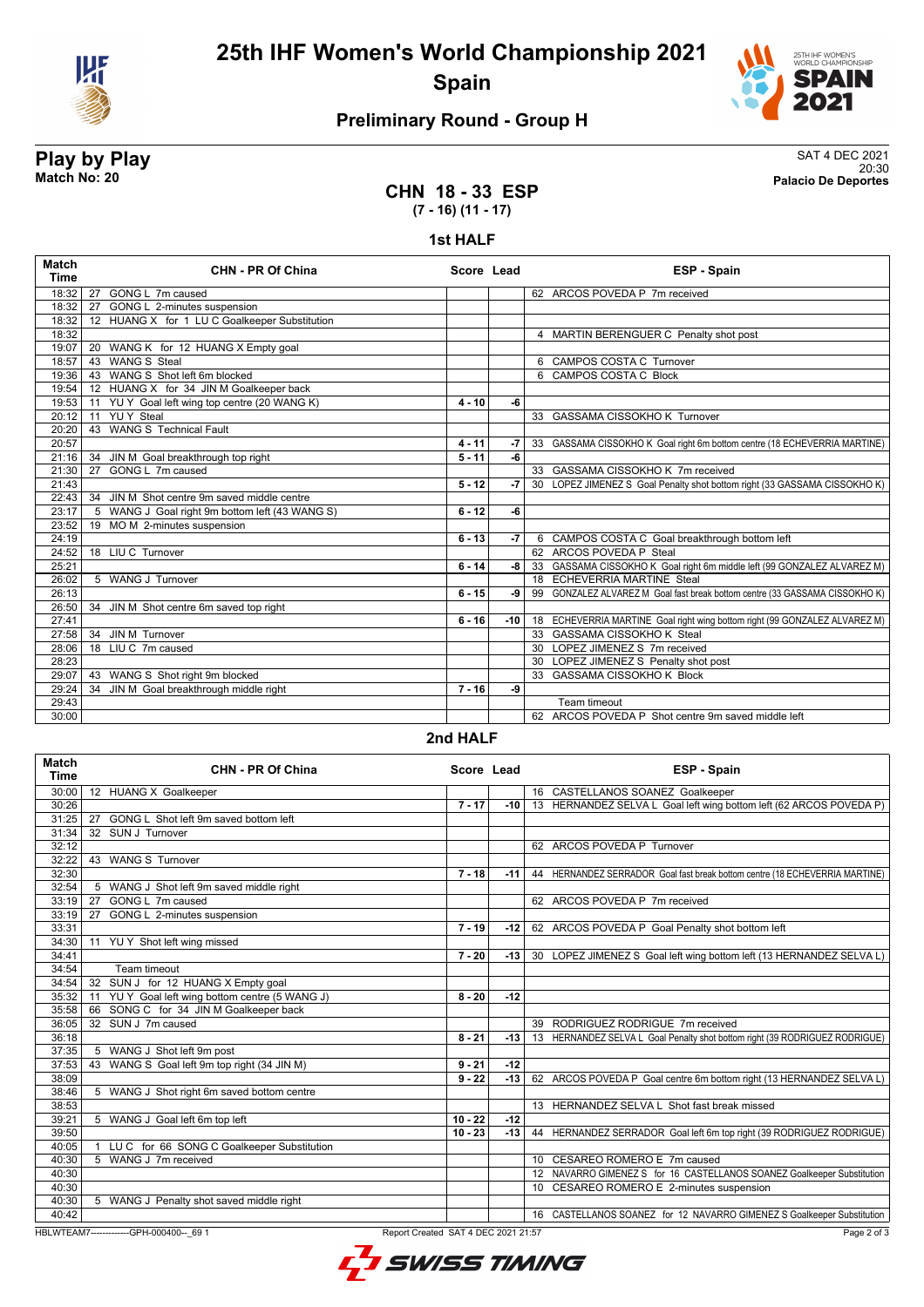# 25th IHF Women's World Championship 2021

## Spain

### Preliminary Round - Group H

**Play by Play**
**Match No: 20**

SAT 4 DEC 2021
20:30
**Palacio De Deportes**

## CHN 18 - 33 ESP

**(7 - 16) (11 - 17)**

### 1st HALF

| Match Time | CHN - PR Of China | Score | Lead | ESP - Spain |
|---|---|---|---|---|
| 18:32 | 27 GONG L 7m caused | | | 62 ARCOS POVEDA P 7m received |
| 18:32 | 27 GONG L 2-minutes suspension | | | |
| 18:32 | 12 HUANG X for 1 LU C Goalkeeper Substitution | | | |
| 18:32 | | | | 4 MARTIN BERENGUER C Penalty shot post |
| 19:07 | 20 WANG K for 12 HUANG X Empty goal | | | |
| 18:57 | 43 WANG S Steal | | | 6 CAMPOS COSTA C Turnover |
| 19:36 | 43 WANG S Shot left 6m blocked | | | 6 CAMPOS COSTA C Block |
| 19:54 | 12 HUANG X for 34 JIN M Goalkeeper back | | | |
| 19:53 | 11 YU Y Goal left wing top centre (20 WANG K) | 4 - 10 | -6 | |
| 20:12 | 11 YU Y Steal | | | 33 GASSAMA CISSOKHO K Turnover |
| 20:20 | 43 WANG S Technical Fault | | | |
| 20:57 | | 4 - 11 | -7 | 33 GASSAMA CISSOKHO K Goal right 6m bottom centre (18 ECHEVERRIA MARTINE) |
| 21:16 | 34 JIN M Goal breakthrough top right | 5 - 11 | -6 | |
| 21:30 | 27 GONG L 7m caused | | | 33 GASSAMA CISSOKHO K 7m received |
| 21:43 | | 5 - 12 | -7 | 30 LOPEZ JIMENEZ S Goal Penalty shot bottom right (33 GASSAMA CISSOKHO K) |
| 22:43 | 34 JIN M Shot centre 9m saved middle centre | | | |
| 23:17 | 5 WANG J Goal right 9m bottom left (43 WANG S) | 6 - 12 | -6 | |
| 23:52 | 19 MO M 2-minutes suspension | | | |
| 24:19 | | 6 - 13 | -7 | 6 CAMPOS COSTA C Goal breakthrough bottom left |
| 24:52 | 18 LIU C Turnover | | | 62 ARCOS POVEDA P Steal |
| 25:21 | | 6 - 14 | -8 | 33 GASSAMA CISSOKHO K Goal right 6m middle left (99 GONZALEZ ALVAREZ M) |
| 26:02 | 5 WANG J Turnover | | | 18 ECHEVERRIA MARTINE Steal |
| 26:13 | | 6 - 15 | -9 | 99 GONZALEZ ALVAREZ M Goal fast break bottom centre (33 GASSAMA CISSOKHO K) |
| 26:50 | 34 JIN M Shot centre 6m saved top right | | | |
| 27:41 | | 6 - 16 | -10 | 18 ECHEVERRIA MARTINE Goal right wing bottom right (99 GONZALEZ ALVAREZ M) |
| 27:58 | 34 JIN M Turnover | | | 33 GASSAMA CISSOKHO K Steal |
| 28:06 | 18 LIU C 7m caused | | | 30 LOPEZ JIMENEZ S 7m received |
| 28:23 | | | | 30 LOPEZ JIMENEZ S Penalty shot post |
| 29:07 | 43 WANG S Shot right 9m blocked | | | 33 GASSAMA CISSOKHO K Block |
| 29:24 | 34 JIN M Goal breakthrough middle right | 7 - 16 | -9 | |
| 29:43 | | | | Team timeout |
| 30:00 | | | | 62 ARCOS POVEDA P Shot centre 9m saved middle left |

### 2nd HALF

| Match Time | CHN - PR Of China | Score | Lead | ESP - Spain |
|---|---|---|---|---|
| 30:00 | 12 HUANG X Goalkeeper | | | 16 CASTELLANOS SOANEZ Goalkeeper |
| 30:26 | | 7 - 17 | -10 | 13 HERNANDEZ SELVA L Goal left wing bottom left (62 ARCOS POVEDA P) |
| 31:25 | 27 GONG L Shot left 9m saved bottom left | | | |
| 31:34 | 32 SUN J Turnover | | | |
| 32:12 | | | | 62 ARCOS POVEDA P Turnover |
| 32:22 | 43 WANG S Turnover | | | |
| 32:30 | | 7 - 18 | -11 | 44 HERNANDEZ SERRADOR Goal fast break bottom centre (18 ECHEVERRIA MARTINE) |
| 32:54 | 5 WANG J Shot left 9m saved middle right | | | |
| 33:19 | 27 GONG L 7m caused | | | 62 ARCOS POVEDA P 7m received |
| 33:19 | 27 GONG L 2-minutes suspension | | | |
| 33:31 | | 7 - 19 | -12 | 62 ARCOS POVEDA P Goal Penalty shot bottom left |
| 34:30 | 11 YU Y Shot left wing missed | | | |
| 34:41 | | 7 - 20 | -13 | 30 LOPEZ JIMENEZ S Goal left wing bottom left (13 HERNANDEZ SELVA L) |
| 34:54 | Team timeout | | | |
| 34:54 | 32 SUN J for 12 HUANG X Empty goal | | | |
| 35:32 | 11 YU Y Goal left wing bottom centre (5 WANG J) | 8 - 20 | -12 | |
| 35:58 | 66 SONG C for 34 JIN M Goalkeeper back | | | |
| 36:05 | 32 SUN J 7m caused | | | 39 RODRIGUEZ RODRIGUE 7m received |
| 36:18 | | 8 - 21 | -13 | 13 HERNANDEZ SELVA L Goal Penalty shot bottom right (39 RODRIGUEZ RODRIGUE) |
| 37:35 | 5 WANG J Shot left 9m post | | | |
| 37:53 | 43 WANG S Goal left 9m top right (34 JIN M) | 9 - 21 | -12 | |
| 38:09 | | 9 - 22 | -13 | 62 ARCOS POVEDA P Goal centre 6m bottom right (13 HERNANDEZ SELVA L) |
| 38:46 | 5 WANG J Shot right 6m saved bottom centre | | | |
| 38:53 | | | | 13 HERNANDEZ SELVA L Shot fast break missed |
| 39:21 | 5 WANG J Goal left 6m top left | 10 - 22 | -12 | |
| 39:50 | | 10 - 23 | -13 | 44 HERNANDEZ SERRADOR Goal left 6m top right (39 RODRIGUEZ RODRIGUE) |
| 40:05 | 1 LU C for 66 SONG C Goalkeeper Substitution | | | |
| 40:30 | 5 WANG J 7m received | | | 10 CESAREO ROMERO E 7m caused |
| 40:30 | | | | 12 NAVARRO GIMENEZ S for 16 CASTELLANOS SOANEZ Goalkeeper Substitution |
| 40:30 | | | | 10 CESAREO ROMERO E 2-minutes suspension |
| 40:30 | 5 WANG J Penalty shot saved middle right | | | |
| 40:42 | | | | 16 CASTELLANOS SOANEZ for 12 NAVARRO GIMENEZ S Goalkeeper Substitution |

HBLWTEAM7-------------GPH-000400--_69 1 Report Created SAT 4 DEC 2021 21:57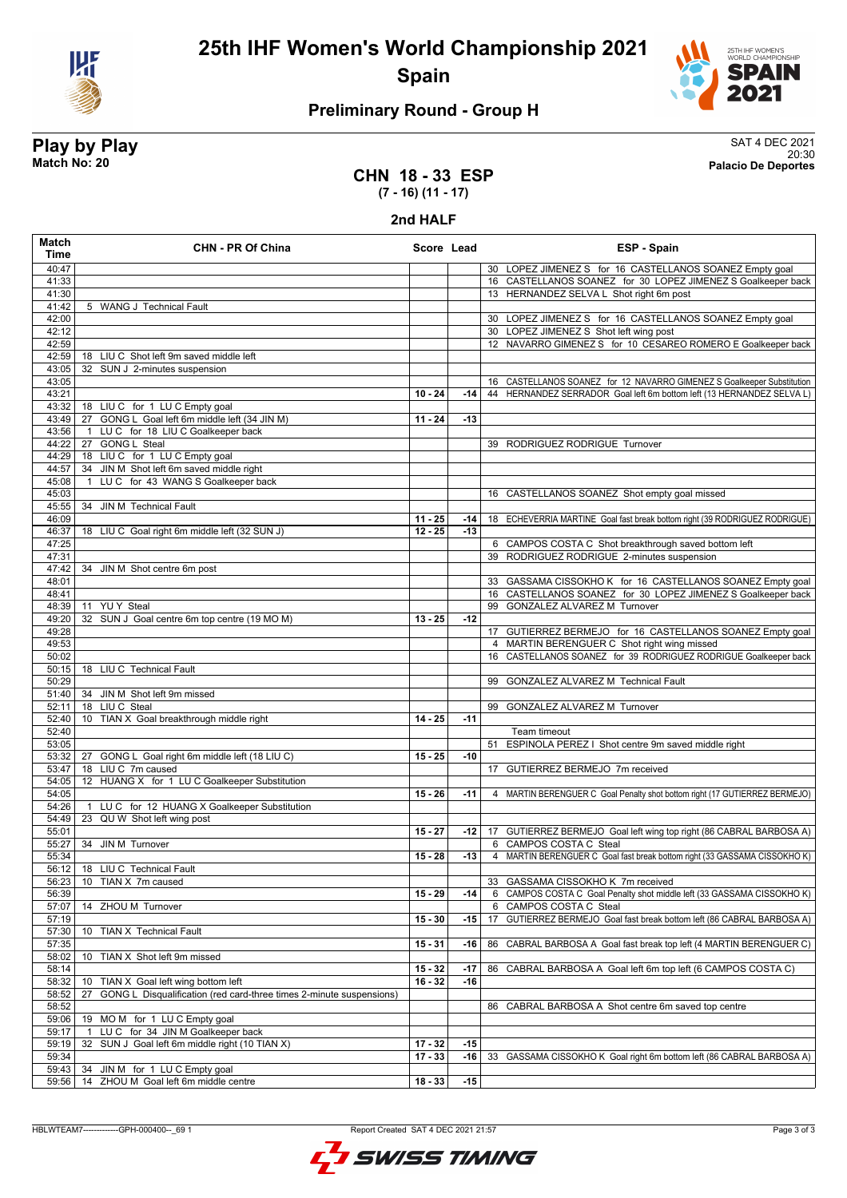# 25th IHF Women's World Championship 2021

## Spain

### Preliminary Round - Group H

**Play by Play**
**Match No: 20**

SAT 4 DEC 2021
20:30
**Palacio De Deportes**

## CHN 18 - 33 ESP
**(7 - 16) (11 - 17)**

### 2nd HALF

| Match Time | CHN - PR Of China | Score | Lead | ESP - Spain |
|---|---|---|---|---|
| 40:47 | | | | 30 LOPEZ JIMENEZ S for 16 CASTELLANOS SOANEZ Empty goal |
| 41:33 | | | | 16 CASTELLANOS SOANEZ for 30 LOPEZ JIMENEZ S Goalkeeper back |
| 41:30 | | | | 13 HERNANDEZ SELVA L Shot right 6m post |
| 41:42 | 5 WANG J Technical Fault | | | |
| 42:00 | | | | 30 LOPEZ JIMENEZ S for 16 CASTELLANOS SOANEZ Empty goal |
| 42:12 | | | | 30 LOPEZ JIMENEZ S Shot left wing post |
| 42:59 | | | | 12 NAVARRO GIMENEZ S for 10 CESAREO ROMERO E Goalkeeper back |
| 42:59 | 18 LIU C Shot left 9m saved middle left | | | |
| 43:05 | 32 SUN J 2-minutes suspension | | | |
| 43:05 | | | | 16 CASTELLANOS SOANEZ for 12 NAVARRO GIMENEZ S Goalkeeper Substitution |
| 43:21 | | 10 - 24 | -14 | 44 HERNANDEZ SERRADOR Goal left 6m bottom left (13 HERNANDEZ SELVA L) |
| 43:32 | 18 LIU C for 1 LU C Empty goal | | | |
| 43:49 | 27 GONG L Goal left 6m middle left (34 JIN M) | 11 - 24 | -13 | |
| 43:56 | 1 LU C for 18 LIU C Goalkeeper back | | | |
| 44:22 | 27 GONG L Steal | | | 39 RODRIGUEZ RODRIGUE Turnover |
| 44:29 | 18 LIU C for 1 LU C Empty goal | | | |
| 44:57 | 34 JIN M Shot left 6m saved middle right | | | |
| 45:08 | 1 LU C for 43 WANG S Goalkeeper back | | | |
| 45:03 | | | | 16 CASTELLANOS SOANEZ Shot empty goal missed |
| 45:55 | 34 JIN M Technical Fault | | | |
| 46:09 | | 11 - 25 | -14 | 18 ECHEVERRIA MARTINE Goal fast break bottom right (39 RODRIGUEZ RODRIGUE) |
| 46:37 | 18 LIU C Goal right 6m middle left (32 SUN J) | 12 - 25 | -13 | |
| 47:25 | | | | 6 CAMPOS COSTA C Shot breakthrough saved bottom left |
| 47:31 | | | | 39 RODRIGUEZ RODRIGUE 2-minutes suspension |
| 47:42 | 34 JIN M Shot centre 6m post | | | |
| 48:01 | | | | 33 GASSAMA CISSOKHO K for 16 CASTELLANOS SOANEZ Empty goal |
| 48:41 | | | | 16 CASTELLANOS SOANEZ for 30 LOPEZ JIMENEZ S Goalkeeper back |
| 48:39 | 11 YU Y Steal | | | 99 GONZALEZ ALVAREZ M Turnover |
| 49:20 | 32 SUN J Goal centre 6m top centre (19 MO M) | 13 - 25 | -12 | |
| 49:28 | | | | 17 GUTIERREZ BERMEJO for 16 CASTELLANOS SOANEZ Empty goal |
| 49:53 | | | | 4 MARTIN BERENGUER C Shot right wing missed |
| 50:02 | | | | 16 CASTELLANOS SOANEZ for 39 RODRIGUEZ RODRIGUE Goalkeeper back |
| 50:15 | 18 LIU C Technical Fault | | | |
| 50:29 | | | | 99 GONZALEZ ALVAREZ M Technical Fault |
| 51:40 | 34 JIN M Shot left 9m missed | | | |
| 52:11 | 18 LIU C Steal | | | 99 GONZALEZ ALVAREZ M Turnover |
| 52:40 | 10 TIAN X Goal breakthrough middle right | 14 - 25 | -11 | |
| 52:40 | | | | Team timeout |
| 53:05 | | | | 51 ESPINOLA PEREZ I Shot centre 9m saved middle right |
| 53:32 | 27 GONG L Goal right 6m middle left (18 LIU C) | 15 - 25 | -10 | |
| 53:47 | 18 LIU C 7m caused | | | 17 GUTIERREZ BERMEJO 7m received |
| 54:05 | 12 HUANG X for 1 LU C Goalkeeper Substitution | | | |
| 54:05 | | 15 - 26 | -11 | 4 MARTIN BERENGUER C Goal Penalty shot bottom right (17 GUTIERREZ BERMEJO) |
| 54:26 | 1 LU C for 12 HUANG X Goalkeeper Substitution | | | |
| 54:49 | 23 QU W Shot left wing post | | | |
| 55:01 | | 15 - 27 | -12 | 17 GUTIERREZ BERMEJO Goal left wing top right (86 CABRAL BARBOSA A) |
| 55:27 | 34 JIN M Turnover | | | 6 CAMPOS COSTA C Steal |
| 55:34 | | 15 - 28 | -13 | 4 MARTIN BERENGUER C Goal fast break bottom right (33 GASSAMA CISSOKHO K) |
| 56:12 | 18 LIU C Technical Fault | | | |
| 56:23 | 10 TIAN X 7m caused | | | 33 GASSAMA CISSOKHO K 7m received |
| 56:39 | | 15 - 29 | -14 | 6 CAMPOS COSTA C Goal Penalty shot middle left (33 GASSAMA CISSOKHO K) |
| 57:07 | 14 ZHOU M Turnover | | | 6 CAMPOS COSTA C Steal |
| 57:19 | | 15 - 30 | -15 | 17 GUTIERREZ BERMEJO Goal fast break bottom left (86 CABRAL BARBOSA A) |
| 57:30 | 10 TIAN X Technical Fault | | | |
| 57:35 | | 15 - 31 | -16 | 86 CABRAL BARBOSA A Goal fast break top left (4 MARTIN BERENGUER C) |
| 58:02 | 10 TIAN X Shot left 9m missed | | | |
| 58:14 | | 15 - 32 | -17 | 86 CABRAL BARBOSA A Goal left 6m top left (6 CAMPOS COSTA C) |
| 58:32 | 10 TIAN X Goal left wing bottom left | 16 - 32 | -16 | |
| 58:52 | 27 GONG L Disqualification (red card-three times 2-minute suspensions) | | | |
| 58:52 | | | | 86 CABRAL BARBOSA A Shot centre 6m saved top centre |
| 59:06 | 19 MO M for 1 LU C Empty goal | | | |
| 59:17 | 1 LU C for 34 JIN M Goalkeeper back | | | |
| 59:19 | 32 SUN J Goal left 6m middle right (10 TIAN X) | 17 - 32 | -15 | |
| 59:34 | | 17 - 33 | -16 | 33 GASSAMA CISSOKHO K Goal right 6m bottom left (86 CABRAL BARBOSA A) |
| 59:43 | 34 JIN M for 1 LU C Empty goal | | | |
| 59:56 | 14 ZHOU M Goal left 6m middle centre | 18 - 33 | -15 | |

HBLWTEAM7-------------GPH-000400--_69 1    Report Created SAT 4 DEC 2021 21:57